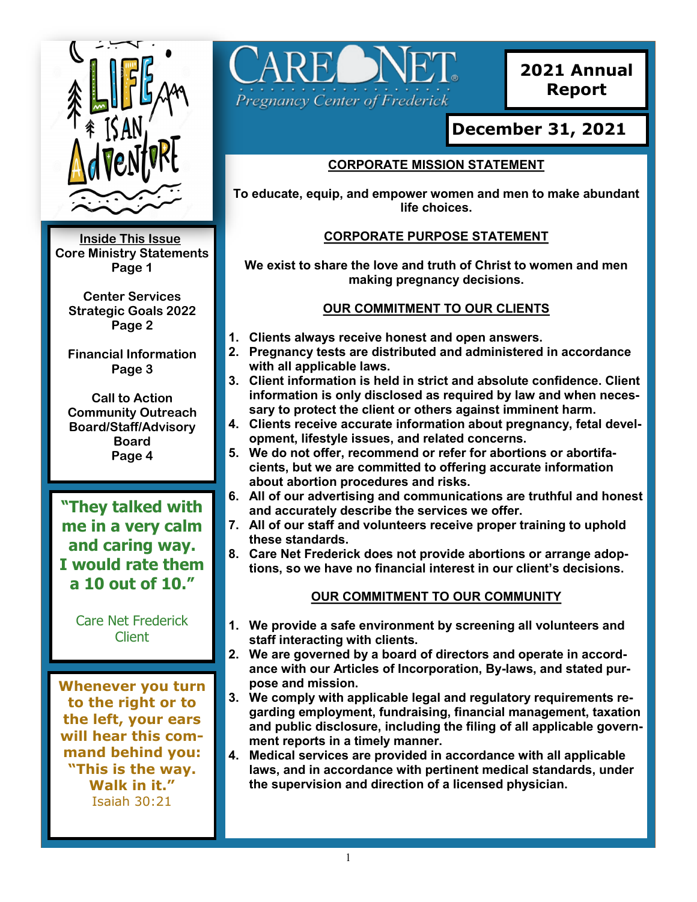# CARE NET

*Pregnancy Center of Frederick*

**2021 Annual Report**

**December 31, 2021**

**Inside This Issue**

**Core Ministry Statements**
**Page 1**

**Center Services**
**Strategic Goals 2022**
**Page 2**

**Financial Information**
**Page 3**

**Call to Action**
**Community Outreach**
**Board/Staff/Advisory Board**
**Page 4**

**"They talked with me in a very calm and caring way. I would rate them a 10 out of 10."**

Care Net Frederick Client

**Whenever you turn to the right or to the left, your ears will hear this command behind you: "This is the way. Walk in it."**
Isaiah 30:21

## CORPORATE MISSION STATEMENT

**To educate, equip, and empower women and men to make abundant life choices.**

## CORPORATE PURPOSE STATEMENT

**We exist to share the love and truth of Christ to women and men making pregnancy decisions.**

## OUR COMMITMENT TO OUR CLIENTS

1. **Clients always receive honest and open answers.**
2. **Pregnancy tests are distributed and administered in accordance with all applicable laws.**
3. **Client information is held in strict and absolute confidence. Client information is only disclosed as required by law and when necessary to protect the client or others against imminent harm.**
4. **Clients receive accurate information about pregnancy, fetal development, lifestyle issues, and related concerns.**
5. **We do not offer, recommend or refer for abortions or abortifacients, but we are committed to offering accurate information about abortion procedures and risks.**
6. **All of our advertising and communications are truthful and honest and accurately describe the services we offer.**
7. **All of our staff and volunteers receive proper training to uphold these standards.**
8. **Care Net Frederick does not provide abortions or arrange adoptions, so we have no financial interest in our client's decisions.**

## OUR COMMITMENT TO OUR COMMUNITY

1. **We provide a safe environment by screening all volunteers and staff interacting with clients.**
2. **We are governed by a board of directors and operate in accordance with our Articles of Incorporation, By-laws, and stated purpose and mission.**
3. **We comply with applicable legal and regulatory requirements regarding employment, fundraising, financial management, taxation and public disclosure, including the filing of all applicable government reports in a timely manner.**
4. **Medical services are provided in accordance with all applicable laws, and in accordance with pertinent medical standards, under the supervision and direction of a licensed physician.**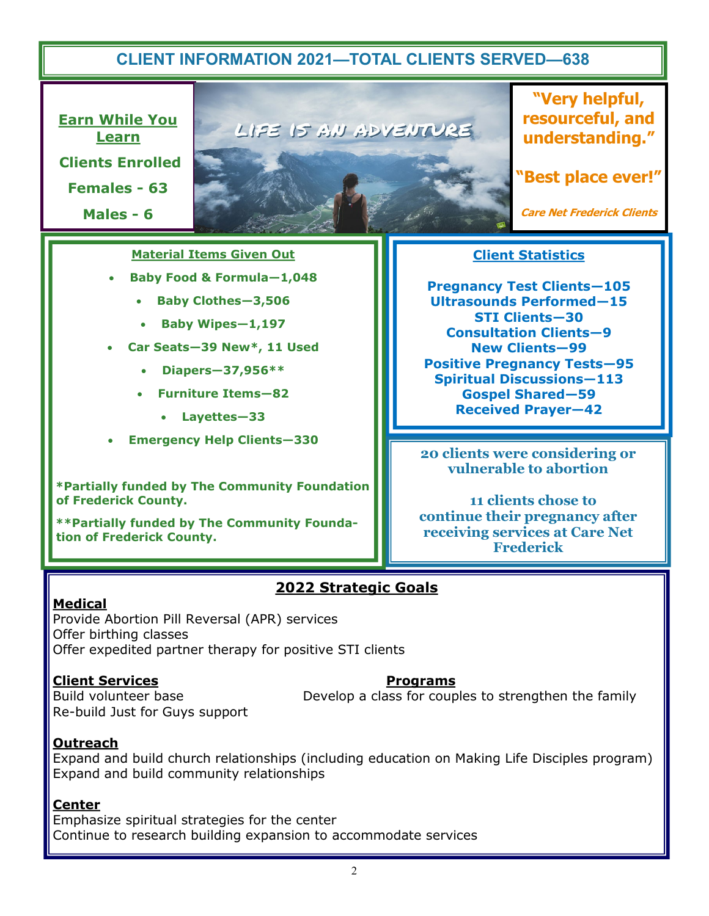## CLIENT INFORMATION 2021—TOTAL CLIENTS SERVED—638

**Earn While You Learn**

**Clients Enrolled**

**Females - 63**

**Males - 6**

LIFE IS AN ADVENTURE

**"Very helpful, resourceful, and understanding."**

**"Best place ever!"**

***Care Net Frederick Clients***

**Material Items Given Out**

- **Baby Food & Formula—1,048**
- **Baby Clothes—3,506**
- **Baby Wipes—1,197**
- **Car Seats—39 New*, 11 Used**
- **Diapers—37,956****
- **Furniture Items—82**
- **Layettes—33**
- **Emergency Help Clients—330**

**\*Partially funded by The Community Foundation of Frederick County.**

**\*\*Partially funded by The Community Foundation of Frederick County.**

**Client Statistics**

**Pregnancy Test Clients—105**
**Ultrasounds Performed—15**
**STI Clients—30**
**Consultation Clients—9**
**New Clients—99**
**Positive Pregnancy Tests—95**
**Spiritual Discussions—113**
**Gospel Shared—59**
**Received Prayer—42**

**20 clients were considering or vulnerable to abortion**

**11 clients chose to continue their pregnancy after receiving services at Care Net Frederick**

## 2022 Strategic Goals

**Medical**

Provide Abortion Pill Reversal (APR) services
Offer birthing classes
Offer expedited partner therapy for positive STI clients

**Client Services**

Build volunteer base
Re-build Just for Guys support

**Programs**

Develop a class for couples to strengthen the family

**Outreach**

Expand and build church relationships (including education on Making Life Disciples program)
Expand and build community relationships

**Center**

Emphasize spiritual strategies for the center
Continue to research building expansion to accommodate services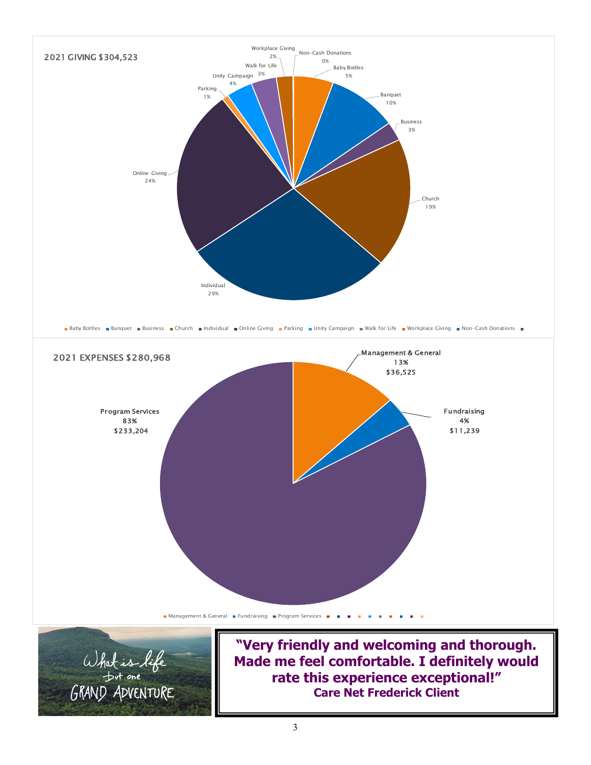## 2021 GIVING $304,523

| Category | Percentage |
| --- | --- |
| Baby Bottles | 5% |
| Banquet | 10% |
| Business | 3% |
| Church | 19% |
| Individual | 29% |
| Online Giving | 24% |
| Parking | 1% |
| Unity Campaign | 4% |
| Walk for Life | 3% |
| Workplace Giving | 2% |
| Non-Cash Donations | 0% |

## 2021 EXPENSES $280,968

| Category | Percentage | Amount |
| --- | --- | --- |
| Management & General | 13% | $36,525 |
| Fundraising | 4% | $11,239 |
| Program Services | 83% | $233,204 |

What is life but one GRAND ADVENTURE

**"Very friendly and welcoming and thorough. Made me feel comfortable. I definitely would rate this experience exceptional!"**
**Care Net Frederick Client**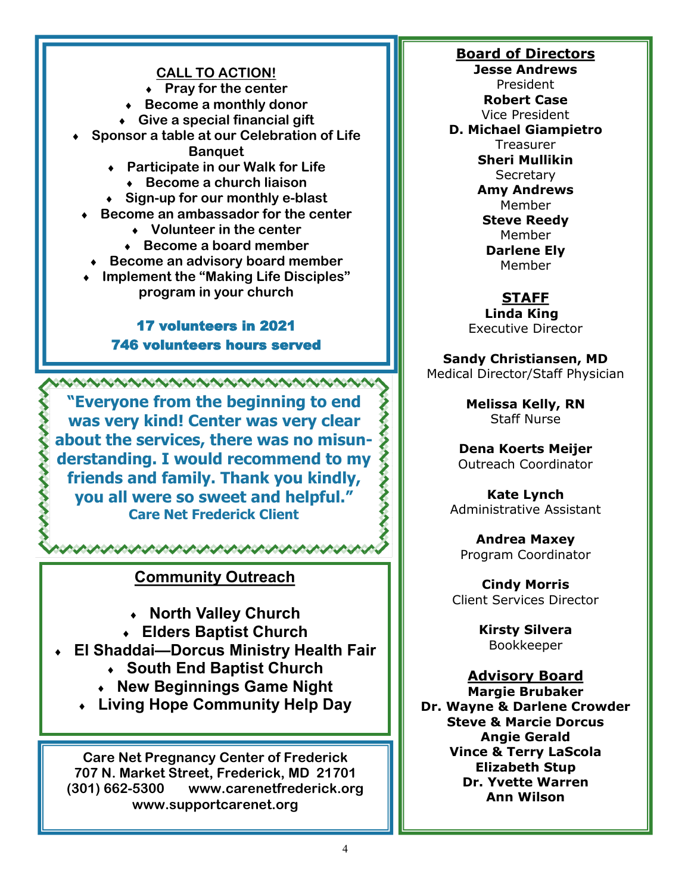## CALL TO ACTION!

- Pray for the center
- Become a monthly donor
- Give a special financial gift
- Sponsor a table at our Celebration of Life Banquet
- Participate in our Walk for Life
- Become a church liaison
- Sign-up for our monthly e-blast
- Become an ambassador for the center
- Volunteer in the center
- Become a board member
- Become an advisory board member
- Implement the "Making Life Disciples" program in your church

**17 volunteers in 2021**
**746 volunteers hours served**

**"Everyone from the beginning to end was very kind! Center was very clear about the services, there was no misunderstanding. I would recommend to my friends and family. Thank you kindly, you all were so sweet and helpful."**
**Care Net Frederick Client**

## Community Outreach

- North Valley Church
- Elders Baptist Church
- El Shaddai—Dorcus Ministry Health Fair
- South End Baptist Church
- New Beginnings Game Night
- Living Hope Community Help Day

Care Net Pregnancy Center of Frederick
707 N. Market Street, Frederick, MD 21701
(301) 662-5300 www.carenetfrederick.org
www.supportcarenet.org

## Board of Directors

**Jesse Andrews**
President
**Robert Case**
Vice President
**D. Michael Giampietro**
Treasurer
**Sheri Mullikin**
Secretary
**Amy Andrews**
Member
**Steve Reedy**
Member
**Darlene Ely**
Member

## STAFF

**Linda King**
Executive Director

**Sandy Christiansen, MD**
Medical Director/Staff Physician

**Melissa Kelly, RN**
Staff Nurse

**Dena Koerts Meijer**
Outreach Coordinator

**Kate Lynch**
Administrative Assistant

**Andrea Maxey**
Program Coordinator

**Cindy Morris**
Client Services Director

**Kirsty Silvera**
Bookkeeper

## Advisory Board

**Margie Brubaker**
**Dr. Wayne & Darlene Crowder**
**Steve & Marcie Dorcus**
**Angie Gerald**
**Vince & Terry LaScola**
**Elizabeth Stup**
**Dr. Yvette Warren**
**Ann Wilson**